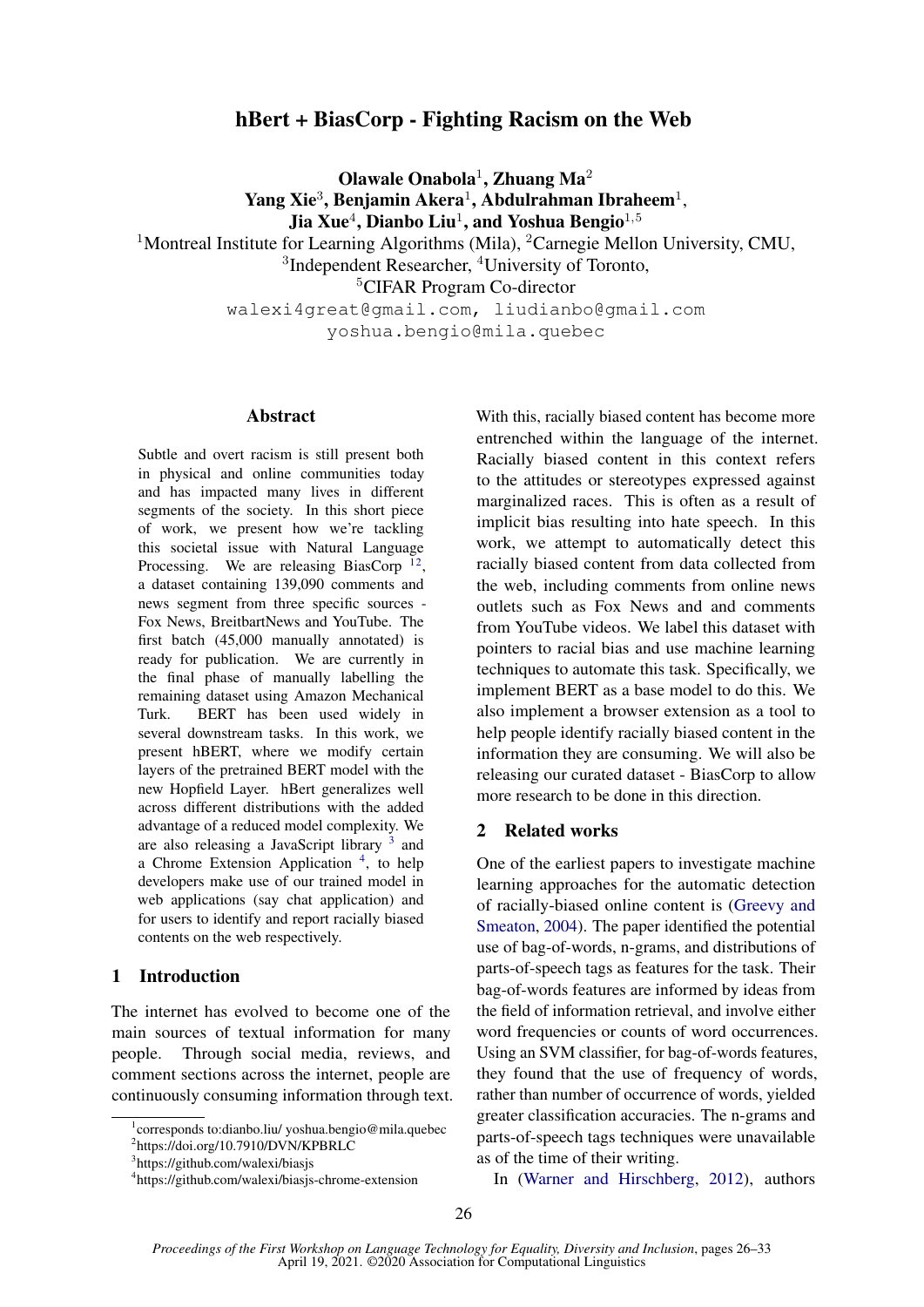# hBert + BiasCorp - Fighting Racism on the Web

**Olawale Onabola[1], Zhuang Ma[2]**
**Yang Xie[3], Benjamin Akera[1], Abdulrahman Ibraheem[1],**
**Jia Xue[4], Dianbo Liu[1], and Yoshua Bengio[1,5]**

[1]Montreal Institute for Learning Algorithms (Mila), [2]Carnegie Mellon University, CMU,
[3]Independent Researcher, [4]University of Toronto,
[5]CIFAR Program Co-director

walexi4great@gmail.com, liudianbo@gmail.com
yoshua.bengio@mila.quebec

## Abstract

Subtle and overt racism is still present both in physical and online communities today and has impacted many lives in different segments of the society. In this short piece of work, we present how we're tackling this societal issue with Natural Language Processing. We are releasing BiasCorp [1,2], a dataset containing 139,090 comments and news segment from three specific sources - Fox News, BreitbartNews and YouTube. The first batch (45,000 manually annotated) is ready for publication. We are currently in the final phase of manually labelling the remaining dataset using Amazon Mechanical Turk. BERT has been used widely in several downstream tasks. In this work, we present hBERT, where we modify certain layers of the pretrained BERT model with the new Hopfield Layer. hBert generalizes well across different distributions with the added advantage of a reduced model complexity. We are also releasing a JavaScript library [3] and a Chrome Extension Application [4], to help developers make use of our trained model in web applications (say chat application) and for users to identify and report racially biased contents on the web respectively.

## 1 Introduction

The internet has evolved to become one of the main sources of textual information for many people. Through social media, reviews, and comment sections across the internet, people are continuously consuming information through text. With this, racially biased content has become more entrenched within the language of the internet. Racially biased content in this context refers to the attitudes or stereotypes expressed against marginalized races. This is often as a result of implicit bias resulting into hate speech. In this work, we attempt to automatically detect this racially biased content from data collected from the web, including comments from online news outlets such as Fox News and and comments from YouTube videos. We label this dataset with pointers to racial bias and use machine learning techniques to automate this task. Specifically, we implement BERT as a base model to do this. We also implement a browser extension as a tool to help people identify racially biased content in the information they are consuming. We will also be releasing our curated dataset - BiasCorp to allow more research to be done in this direction.

## 2 Related works

One of the earliest papers to investigate machine learning approaches for the automatic detection of racially-biased online content is (Greevy and Smeaton, 2004). The paper identified the potential use of bag-of-words, n-grams, and distributions of parts-of-speech tags as features for the task. Their bag-of-words features are informed by ideas from the field of information retrieval, and involve either word frequencies or counts of word occurrences. Using an SVM classifier, for bag-of-words features, they found that the use of frequency of words, rather than number of occurrence of words, yielded greater classification accuracies. The n-grams and parts-of-speech tags techniques were unavailable as of the time of their writing.

In (Warner and Hirschberg, 2012), authors

---

[1]corresponds to:dianbo.liu/ yoshua.bengio@mila.quebec
[2]https://doi.org/10.7910/DVN/KPBRLC
[3]https://github.com/walexi/biasjs
[4]https://github.com/walexi/biasjs-chrome-extension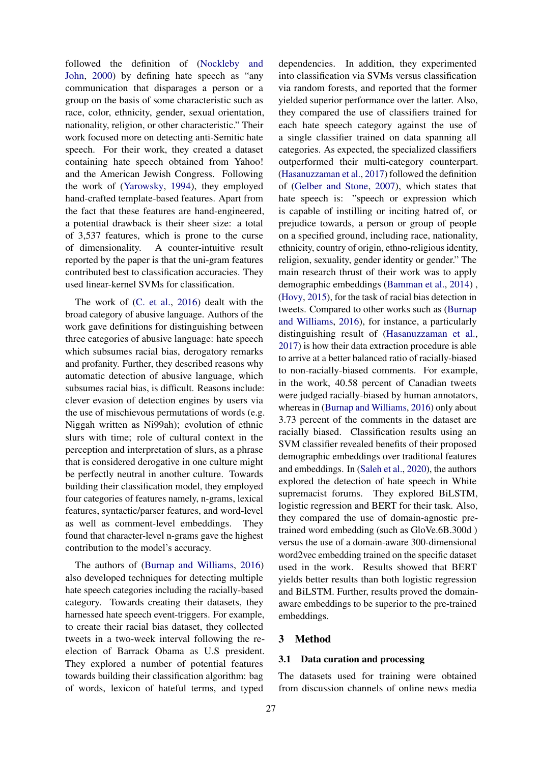followed the definition of (Nockleby and John, 2000) by defining hate speech as "any communication that disparages a person or a group on the basis of some characteristic such as race, color, ethnicity, gender, sexual orientation, nationality, religion, or other characteristic." Their work focused more on detecting anti-Semitic hate speech. For their work, they created a dataset containing hate speech obtained from Yahoo! and the American Jewish Congress. Following the work of (Yarowsky, 1994), they employed hand-crafted template-based features. Apart from the fact that these features are hand-engineered, a potential drawback is their sheer size: a total of 3,537 features, which is prone to the curse of dimensionality. A counter-intuitive result reported by the paper is that the uni-gram features contributed best to classification accuracies. They used linear-kernel SVMs for classification.

The work of (C. et al., 2016) dealt with the broad category of abusive language. Authors of the work gave definitions for distinguishing between three categories of abusive language: hate speech which subsumes racial bias, derogatory remarks and profanity. Further, they described reasons why automatic detection of abusive language, which subsumes racial bias, is difficult. Reasons include: clever evasion of detection engines by users via the use of mischievous permutations of words (e.g. Niggah written as Ni99ah); evolution of ethnic slurs with time; role of cultural context in the perception and interpretation of slurs, as a phrase that is considered derogative in one culture might be perfectly neutral in another culture. Towards building their classification model, they employed four categories of features namely, n-grams, lexical features, syntactic/parser features, and word-level as well as comment-level embeddings. They found that character-level n-grams gave the highest contribution to the model's accuracy.

The authors of (Burnap and Williams, 2016) also developed techniques for detecting multiple hate speech categories including the racially-based category. Towards creating their datasets, they harnessed hate speech event-triggers. For example, to create their racial bias dataset, they collected tweets in a two-week interval following the re-election of Barrack Obama as U.S president. They explored a number of potential features towards building their classification algorithm: bag of words, lexicon of hateful terms, and typed dependencies. In addition, they experimented into classification via SVMs versus classification via random forests, and reported that the former yielded superior performance over the latter. Also, they compared the use of classifiers trained for each hate speech category against the use of a single classifier trained on data spanning all categories. As expected, the specialized classifiers outperformed their multi-category counterpart. (Hasanuzzaman et al., 2017) followed the definition of (Gelber and Stone, 2007), which states that hate speech is: "speech or expression which is capable of instilling or inciting hatred of, or prejudice towards, a person or group of people on a specified ground, including race, nationality, ethnicity, country of origin, ethno-religious identity, religion, sexuality, gender identity or gender." The main research thrust of their work was to apply demographic embeddings (Bamman et al., 2014) , (Hovy, 2015), for the task of racial bias detection in tweets. Compared to other works such as (Burnap and Williams, 2016), for instance, a particularly distinguishing result of (Hasanuzzaman et al., 2017) is how their data extraction procedure is able to arrive at a better balanced ratio of racially-biased to non-racially-biased comments. For example, in the work, 40.58 percent of Canadian tweets were judged racially-biased by human annotators, whereas in (Burnap and Williams, 2016) only about 3.73 percent of the comments in the dataset are racially biased. Classification results using an SVM classifier revealed benefits of their proposed demographic embeddings over traditional features and embeddings. In (Saleh et al., 2020), the authors explored the detection of hate speech in White supremacist forums. They explored BiLSTM, logistic regression and BERT for their task. Also, they compared the use of domain-agnostic pre-trained word embedding (such as GloVe.6B.300d ) versus the use of a domain-aware 300-dimensional word2vec embedding trained on the specific dataset used in the work. Results showed that BERT yields better results than both logistic regression and BiLSTM. Further, results proved the domain-aware embeddings to be superior to the pre-trained embeddings.

## 3 Method

### 3.1 Data curation and processing

The datasets used for training were obtained from discussion channels of online news media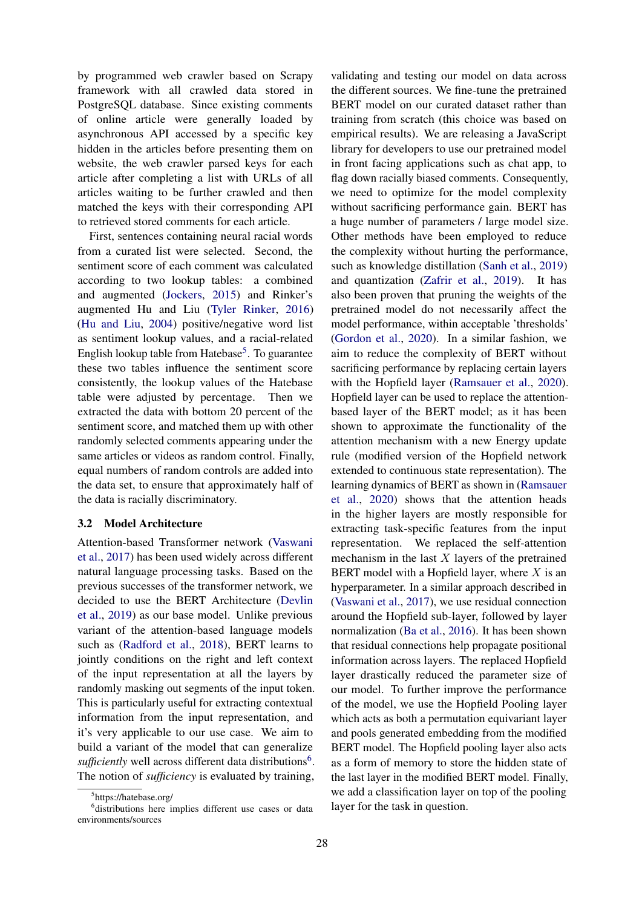by programmed web crawler based on Scrapy framework with all crawled data stored in PostgreSQL database. Since existing comments of online article were generally loaded by asynchronous API accessed by a specific key hidden in the articles before presenting them on website, the web crawler parsed keys for each article after completing a list with URLs of all articles waiting to be further crawled and then matched the keys with their corresponding API to retrieved stored comments for each article.

First, sentences containing neural racial words from a curated list were selected. Second, the sentiment score of each comment was calculated according to two lookup tables: a combined and augmented (Jockers, 2015) and Rinker's augmented Hu and Liu (Tyler Rinker, 2016) (Hu and Liu, 2004) positive/negative word list as sentiment lookup values, and a racial-related English lookup table from Hatebase[5]. To guarantee these two tables influence the sentiment score consistently, the lookup values of the Hatebase table were adjusted by percentage. Then we extracted the data with bottom 20 percent of the sentiment score, and matched them up with other randomly selected comments appearing under the same articles or videos as random control. Finally, equal numbers of random controls are added into the data set, to ensure that approximately half of the data is racially discriminatory.

### 3.2 Model Architecture

Attention-based Transformer network (Vaswani et al., 2017) has been used widely across different natural language processing tasks. Based on the previous successes of the transformer network, we decided to use the BERT Architecture (Devlin et al., 2019) as our base model. Unlike previous variant of the attention-based language models such as (Radford et al., 2018), BERT learns to jointly conditions on the right and left context of the input representation at all the layers by randomly masking out segments of the input token. This is particularly useful for extracting contextual information from the input representation, and it's very applicable to our use case. We aim to build a variant of the model that can generalize *sufficiently* well across different data distributions[6]. The notion of *sufficiency* is evaluated by training, validating and testing our model on data across the different sources. We fine-tune the pretrained BERT model on our curated dataset rather than training from scratch (this choice was based on empirical results). We are releasing a JavaScript library for developers to use our pretrained model in front facing applications such as chat app, to flag down racially biased comments. Consequently, we need to optimize for the model complexity without sacrificing performance gain. BERT has a huge number of parameters / large model size. Other methods have been employed to reduce the complexity without hurting the performance, such as knowledge distillation (Sanh et al., 2019) and quantization (Zafrir et al., 2019). It has also been proven that pruning the weights of the pretrained model do not necessarily affect the model performance, within acceptable 'thresholds' (Gordon et al., 2020). In a similar fashion, we aim to reduce the complexity of BERT without sacrificing performance by replacing certain layers with the Hopfield layer (Ramsauer et al., 2020). Hopfield layer can be used to replace the attention-based layer of the BERT model; as it has been shown to approximate the functionality of the attention mechanism with a new Energy update rule (modified version of the Hopfield network extended to continuous state representation). The learning dynamics of BERT as shown in (Ramsauer et al., 2020) shows that the attention heads in the higher layers are mostly responsible for extracting task-specific features from the input representation. We replaced the self-attention mechanism in the last $X$ layers of the pretrained BERT model with a Hopfield layer, where $X$ is an hyperparameter. In a similar approach described in (Vaswani et al., 2017), we use residual connection around the Hopfield sub-layer, followed by layer normalization (Ba et al., 2016). It has been shown that residual connections help propagate positional information across layers. The replaced Hopfield layer drastically reduced the parameter size of our model. To further improve the performance of the model, we use the Hopfield Pooling layer which acts as both a permutation equivariant layer and pools generated embedding from the modified BERT model. The Hopfield pooling layer acts as a form of memory to store the hidden state of the last layer in the modified BERT model. Finally, we add a classification layer on top of the pooling layer for the task in question.

[5] https://hatebase.org/

[6] distributions here implies different use cases or data environments/sources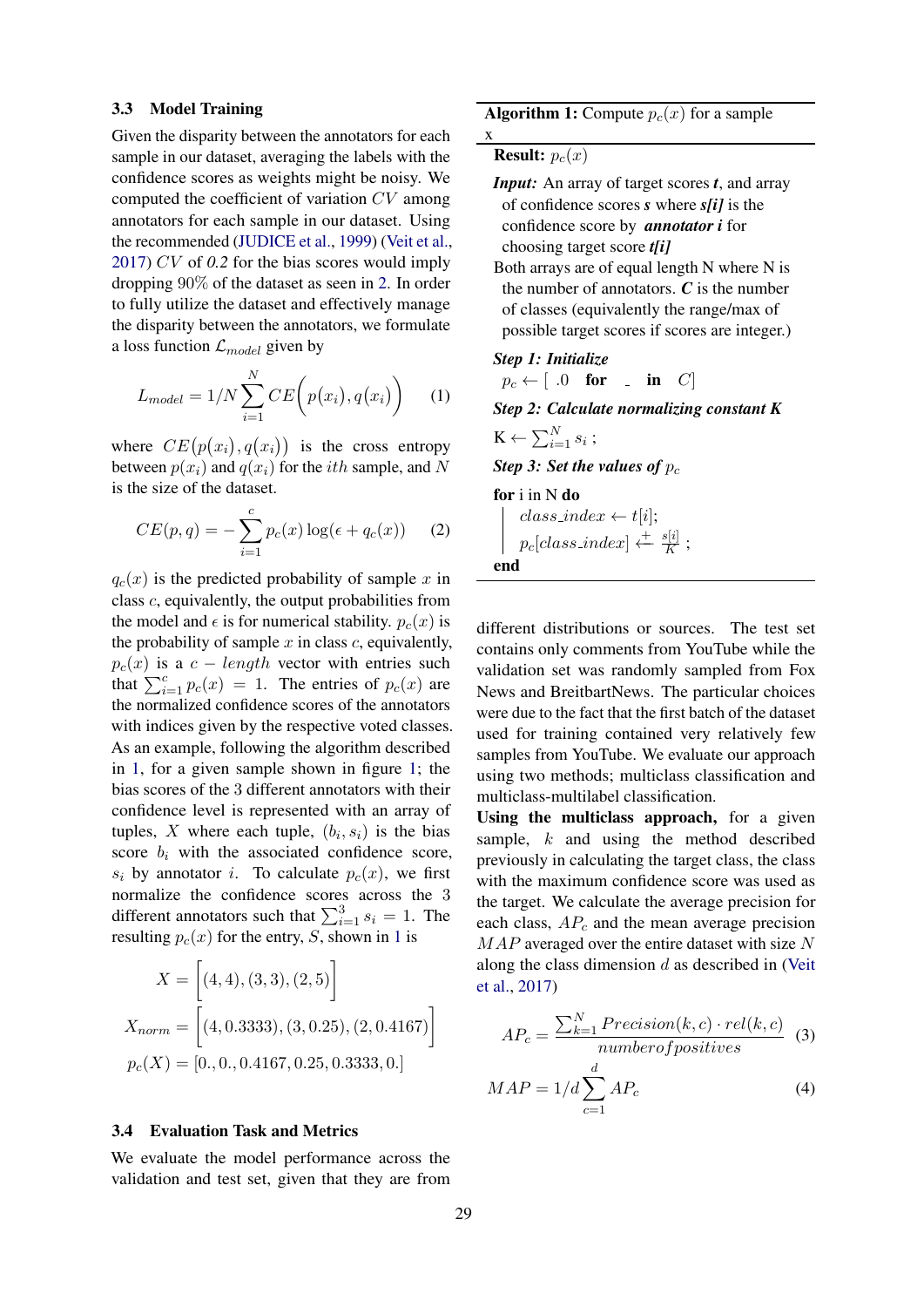### 3.3 Model Training

Given the disparity between the annotators for each sample in our dataset, averaging the labels with the confidence scores as weights might be noisy. We computed the coefficient of variation $CV$ among annotators for each sample in our dataset. Using the recommended (JUDICE et al., 1999) (Veit et al., 2017) $CV$ of *0.2* for the bias scores would imply dropping 90% of the dataset as seen in 2. In order to fully utilize the dataset and effectively manage the disparity between the annotators, we formulate a loss function $\mathcal{L}_{model}$ given by

$$L_{model} = 1/N \sum_{i=1}^{N} CE\Big(p(x_i), q(x_i)\Big) \quad (1)$$

where $CE\big(p(x_i), q(x_i)\big)$ is the cross entropy between $p(x_i)$ and $q(x_i)$ for the $ith$ sample, and $N$ is the size of the dataset.

$$CE(p, q) = -\sum_{i=1}^{c} p_c(x) \log(\epsilon + q_c(x)) \quad (2)$$

$q_c(x)$ is the predicted probability of sample $x$ in class $c$, equivalently, the output probabilities from the model and $\epsilon$ is for numerical stability. $p_c(x)$ is the probability of sample $x$ in class $c$, equivalently, $p_c(x)$ is a $c - length$ vector with entries such that $\sum_{i=1}^{c} p_c(x) = 1$. The entries of $p_c(x)$ are the normalized confidence scores of the annotators with indices given by the respective voted classes. As an example, following the algorithm described in 1, for a given sample shown in figure 1; the bias scores of the 3 different annotators with their confidence level is represented with an array of tuples, $X$ where each tuple, $(b_i, s_i)$ is the bias score $b_i$ with the associated confidence score, $s_i$ by annotator $i$. To calculate $p_c(x)$, we first normalize the confidence scores across the 3 different annotators such that $\sum_{i=1}^{3} s_i = 1$. The resulting $p_c(x)$ for the entry, $S$, shown in 1 is

$$X = \Big[(4,4),(3,3),(2,5)\Big]$$

$$X_{norm} = \Big[(4,0.3333),(3,0.25),(2,0.4167)\Big]$$

$$p_c(X) = [0.,0.,0.4167,0.25,0.3333,0.]$$

**Algorithm 1:** Compute $p_c(x)$ for a sample x

**Result:** $p_c(x)$

***Input:*** An array of target scores ***t***, and array of confidence scores ***s*** where ***s[i]*** is the confidence score by ***annotator i*** for choosing target score ***t[i]***

Both arrays are of equal length N where N is the number of annotators. ***C*** is the number of classes (equivalently the range/max of possible target scores if scores are integer.)

***Step 1: Initialize***

$p_c \leftarrow [\ .0 \ \ \textbf{for} \ \ \_ \ \ \textbf{in} \ \ C]$

***Step 2: Calculate normalizing constant K***

$K \leftarrow \sum_{i=1}^{N} s_i$ ;

***Step 3: Set the values of $p_c$***

**for** i in N **do**

  $class\_index \leftarrow t[i]$;

  $p_c[class\_index] \xleftarrow{+} \frac{s[i]}{K}$ ;

**end**

### 3.4 Evaluation Task and Metrics

We evaluate the model performance across the validation and test set, given that they are from different distributions or sources. The test set contains only comments from YouTube while the validation set was randomly sampled from Fox News and BreitbartNews. The particular choices were due to the fact that the first batch of the dataset used for training contained very relatively few samples from YouTube. We evaluate our approach using two methods; multiclass classification and multiclass-multilabel classification.

**Using the multiclass approach,** for a given sample, $k$ and using the method described previously in calculating the target class, the class with the maximum confidence score was used as the target. We calculate the average precision for each class, $AP_c$ and the mean average precision $MAP$ averaged over the entire dataset with size $N$ along the class dimension $d$ as described in (Veit et al., 2017)

$$AP_c = \frac{\sum_{k=1}^{N} Precision(k,c) \cdot rel(k,c)}{number of positives} \quad (3)$$

$$MAP = 1/d \sum_{c=1}^{d} AP_c \quad (4)$$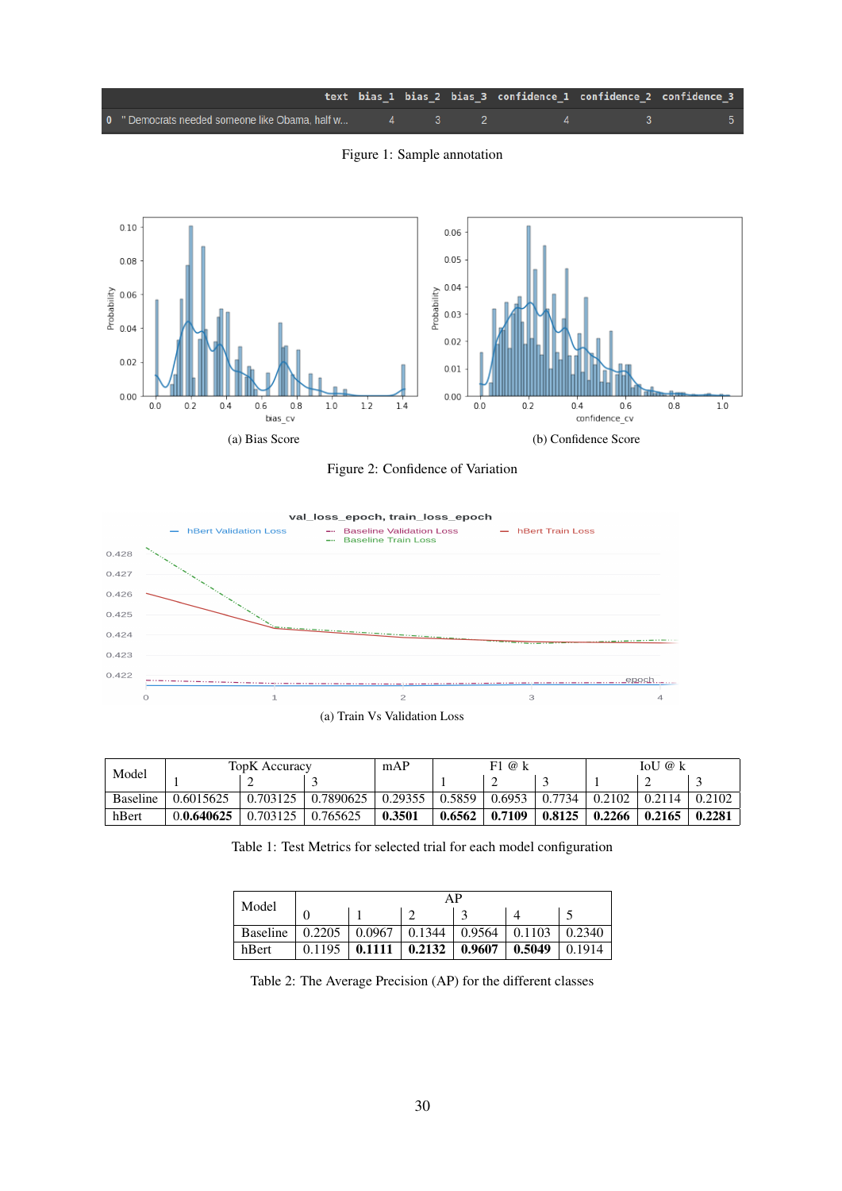| | text | bias_1 | bias_2 | bias_3 | confidence_1 | confidence_2 | confidence_3 |
|---|---|---|---|---|---|---|---|
| 0 | " Democrats needed someone like Obama, half w... | 4 | 3 | 2 | 4 | 3 | 5 |

Figure 1: Sample annotation

(a) Bias Score

(b) Confidence Score

Figure 2: Confidence of Variation

(a) Train Vs Validation Loss

| Model | TopK Accuracy | | | mAP | F1 @ k | | | IoU @ k | | |
|---|---|---|---|---|---|---|---|---|---|---|
| | 1 | 2 | 3 | | 1 | 2 | 3 | 1 | 2 | 3 |
| Baseline | 0.6015625 | 0.703125 | 0.7890625 | 0.29355 | 0.5859 | 0.6953 | 0.7734 | 0.2102 | 0.2114 | 0.2102 |
| hBert | 0.**0.640625** | 0.703125 | 0.765625 | **0.3501** | **0.6562** | **0.7109** | **0.8125** | **0.2266** | **0.2165** | **0.2281** |

Table 1: Test Metrics for selected trial for each model configuration

| Model | AP | | | | | |
|---|---|---|---|---|---|---|
| | 0 | 1 | 2 | 3 | 4 | 5 |
| Baseline | 0.2205 | 0.0967 | 0.1344 | 0.9564 | 0.1103 | 0.2340 |
| hBert | 0.1195 | **0.1111** | **0.2132** | **0.9607** | **0.5049** | 0.1914 |

Table 2: The Average Precision (AP) for the different classes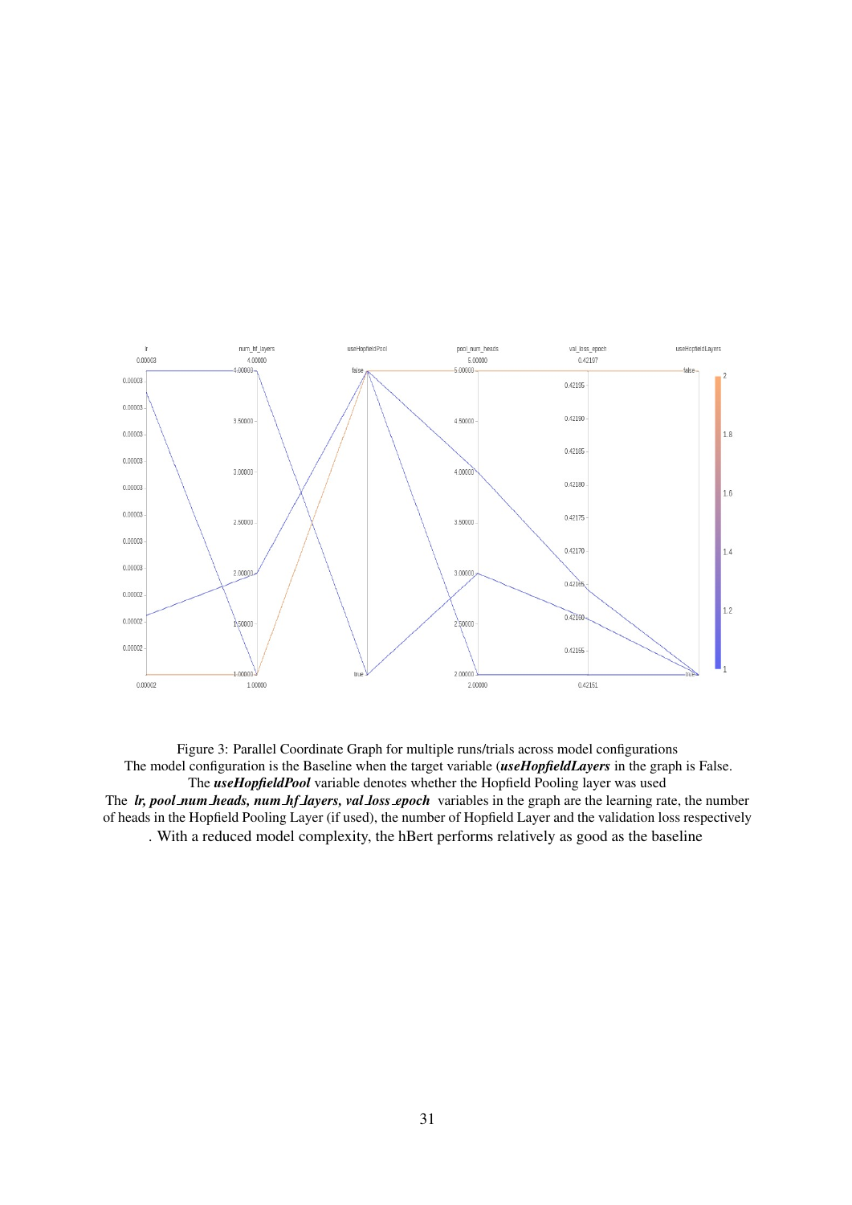Figure 3: Parallel Coordinate Graph for multiple runs/trials across model configurations
The model configuration is the Baseline when the target variable (***useHopfieldLayers*** in the graph is False.
The ***useHopfieldPool*** variable denotes whether the Hopfield Pooling layer was used
The ***lr, pool_num_heads, num_hf_layers, val_loss_epoch*** variables in the graph are the learning rate, the number of heads in the Hopfield Pooling Layer (if used), the number of Hopfield Layer and the validation loss respectively
. With a reduced model complexity, the hBert performs relatively as good as the baseline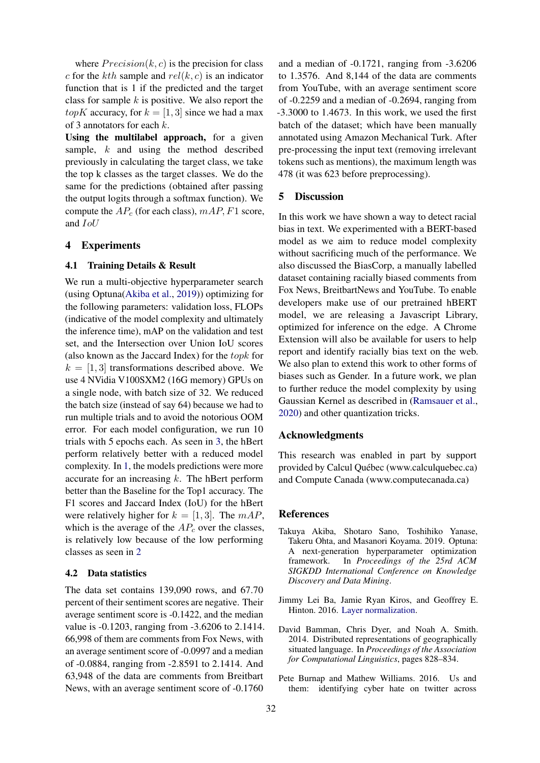where $Precision(k, c)$ is the precision for class $c$ for the $kth$ sample and $rel(k, c)$ is an indicator function that is 1 if the predicted and the target class for sample $k$ is positive. We also report the $topK$ accuracy, for $k = [1, 3]$ since we had a max of 3 annotators for each $k$.

**Using the multilabel approach,** for a given sample, $k$ and using the method described previously in calculating the target class, we take the top k classes as the target classes. We do the same for the predictions (obtained after passing the output logits through a softmax function). We compute the $AP_c$ (for each class), $mAP$, $F1$ score, and $IoU$

## 4 Experiments

### 4.1 Training Details & Result

We run a multi-objective hyperparameter search (using Optuna(Akiba et al., 2019)) optimizing for the following parameters: validation loss, FLOPs (indicative of the model complexity and ultimately the inference time), mAP on the validation and test set, and the Intersection over Union IoU scores (also known as the Jaccard Index) for the $topk$ for $k = [1, 3]$ transformations described above. We use 4 NVidia V100SXM2 (16G memory) GPUs on a single node, with batch size of 32. We reduced the batch size (instead of say 64) because we had to run multiple trials and to avoid the notorious OOM error. For each model configuration, we run 10 trials with 5 epochs each. As seen in 3, the hBert perform relatively better with a reduced model complexity. In 1, the models predictions were more accurate for an increasing $k$. The hBert perform better than the Baseline for the Top1 accuracy. The F1 scores and Jaccard Index (IoU) for the hBert were relatively higher for $k = [1, 3]$. The $mAP$, which is the average of the $AP_c$ over the classes, is relatively low because of the low performing classes as seen in 2

### 4.2 Data statistics

The data set contains 139,090 rows, and 67.70 percent of their sentiment scores are negative. Their average sentiment score is -0.1422, and the median value is -0.1203, ranging from -3.6206 to 2.1414. 66,998 of them are comments from Fox News, with an average sentiment score of -0.0997 and a median of -0.0884, ranging from -2.8591 to 2.1414. And 63,948 of the data are comments from Breitbart News, with an average sentiment score of -0.1760 and a median of -0.1721, ranging from -3.6206 to 1.3576. And 8,144 of the data are comments from YouTube, with an average sentiment score of -0.2259 and a median of -0.2694, ranging from -3.3000 to 1.4673. In this work, we used the first batch of the dataset; which have been manually annotated using Amazon Mechanical Turk. After pre-processing the input text (removing irrelevant tokens such as mentions), the maximum length was 478 (it was 623 before preprocessing).

## 5 Discussion

In this work we have shown a way to detect racial bias in text. We experimented with a BERT-based model as we aim to reduce model complexity without sacrificing much of the performance. We also discussed the BiasCorp, a manually labelled dataset containing racially biased comments from Fox News, BreitbartNews and YouTube. To enable developers make use of our pretrained hBERT model, we are releasing a Javascript Library, optimized for inference on the edge. A Chrome Extension will also be available for users to help report and identify racially bias text on the web. We also plan to extend this work to other forms of biases such as Gender. In a future work, we plan to further reduce the model complexity by using Gaussian Kernel as described in (Ramsauer et al., 2020) and other quantization tricks.

## Acknowledgments

This research was enabled in part by support provided by Calcul Québec (www.calculquebec.ca) and Compute Canada (www.computecanada.ca)

## References

Takuya Akiba, Shotaro Sano, Toshihiko Yanase, Takeru Ohta, and Masanori Koyama. 2019. Optuna: A next-generation hyperparameter optimization framework. In *Proceedings of the 25rd ACM SIGKDD International Conference on Knowledge Discovery and Data Mining*.

Jimmy Lei Ba, Jamie Ryan Kiros, and Geoffrey E. Hinton. 2016. Layer normalization.

David Bamman, Chris Dyer, and Noah A. Smith. 2014. Distributed representations of geographically situated language. In *Proceedings of the Association for Computational Linguistics*, pages 828–834.

Pete Burnap and Mathew Williams. 2016. Us and them: identifying cyber hate on twitter across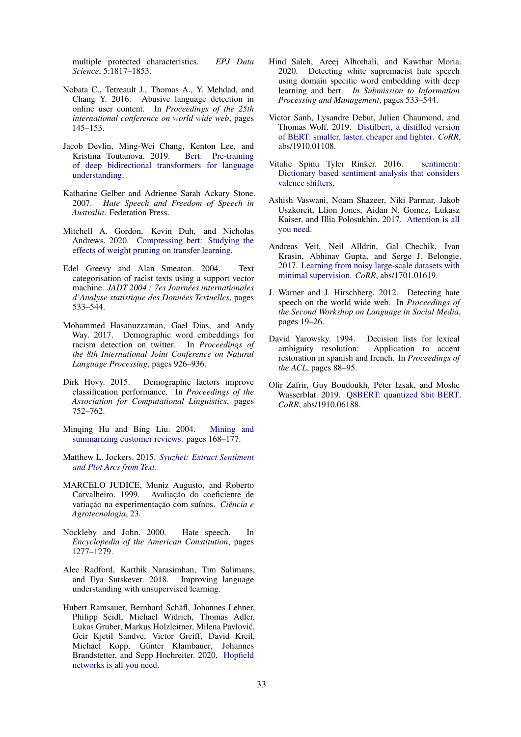multiple protected characteristics. *EPJ Data Science*, 5:1817–1853.

Nobata C., Tetreault J., Thomas A., Y. Mehdad, and Chang Y. 2016. Abusive language detection in online user content. In *Proceedings of the 25th international conference on world wide web*, pages 145–153.

Jacob Devlin, Ming-Wei Chang, Kenton Lee, and Kristina Toutanova. 2019. Bert: Pre-training of deep bidirectional transformers for language understanding.

Katharine Gelber and Adrienne Sarah Ackary Stone. 2007. *Hate Speech and Freedom of Speech in Australia*. Federation Press.

Mitchell A. Gordon, Kevin Duh, and Nicholas Andrews. 2020. Compressing bert: Studying the effects of weight pruning on transfer learning.

Edel Greevy and Alan Smeaton. 2004. Text categorisation of racist texts using a support vector machine. *JADT 2004 : 7es Journées internationales d'Analyse statistique des Données Textuelles*, pages 533–544.

Mohammed Hasanuzzaman, Gael Dias, and Andy Way. 2017. Demographic word embeddings for racism detection on twitter. In *Proceedings of the 8th International Joint Conference on Natural Language Processing*, pages 926–936.

Dirk Hovy. 2015. Demographic factors improve classification performance. In *Proceedings of the Association for Computational Linguistics*, pages 752–762.

Minqing Hu and Bing Liu. 2004. Mining and summarizing customer reviews. pages 168–177.

Matthew L. Jockers. 2015. *Syuzhet: Extract Sentiment and Plot Arcs from Text*.

MARCELO JUDICE, Muniz Augusto, and Roberto Carvalheiro. 1999. Avaliação do coeficiente de variação na experimentação com suínos. *Ciência e Agrotecnologia*, 23.

Nockleby and John. 2000. Hate speech. In *Encyclopedia of the American Constitution*, pages 1277–1279.

Alec Radford, Karthik Narasimhan, Tim Salimans, and Ilya Sutskever. 2018. Improving language understanding with unsupervised learning.

Hubert Ramsauer, Bernhard Schäfl, Johannes Lehner, Philipp Seidl, Michael Widrich, Thomas Adler, Lukas Gruber, Markus Holzleitner, Milena Pavlović, Geir Kjetil Sandve, Victor Greiff, David Kreil, Michael Kopp, Günter Klambauer, Johannes Brandstetter, and Sepp Hochreiter. 2020. Hopfield networks is all you need.

Hind Saleh, Areej Alhothali, and Kawthar Moria. 2020. Detecting white supremacist hate speech using domain specific word embedding with deep learning and bert. *In Submission to Information Processing and Management*, pages 533–544.

Victor Sanh, Lysandre Debut, Julien Chaumond, and Thomas Wolf. 2019. Distilbert, a distilled version of BERT: smaller, faster, cheaper and lighter. *CoRR*, abs/1910.01108.

Vitalie Spinu Tyler Rinker. 2016. sentimentr: Dictionary based sentiment analysis that considers valence shifters.

Ashish Vaswani, Noam Shazeer, Niki Parmar, Jakob Uszkoreit, Llion Jones, Aidan N. Gomez, Lukasz Kaiser, and Illia Polosukhin. 2017. Attention is all you need.

Andreas Veit, Neil Alldrin, Gal Chechik, Ivan Krasin, Abhinav Gupta, and Serge J. Belongie. 2017. Learning from noisy large-scale datasets with minimal supervision. *CoRR*, abs/1701.01619.

J. Warner and J. Hirschberg. 2012. Detecting hate speech on the world wide web. In *Proceedings of the Second Workshop on Language in Social Media*, pages 19–26.

David Yarowsky. 1994. Decision lists for lexical ambiguity resolution: Application to accent restoration in spanish and french. In *Proceedings of the ACL*, pages 88–95.

Ofir Zafrir, Guy Boudoukh, Peter Izsak, and Moshe Wasserblat. 2019. Q8BERT: quantized 8bit BERT. *CoRR*, abs/1910.06188.